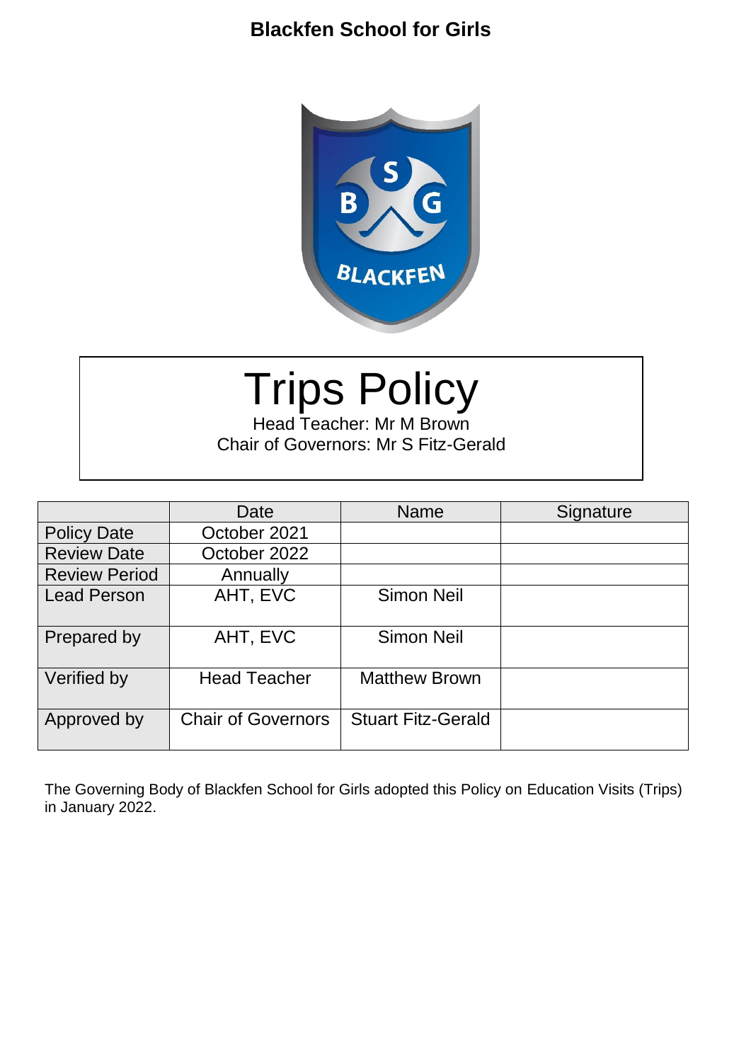**Blackfen School for Girls**

# Trips Policy

Head Teacher: Mr M Brown

Chair of Governors: Mr S Fitz-Gerald

| | Date | Name | Signature |
|---|---|---|---|
| Policy Date | October 2021 | | |
| Review Date | October 2022 | | |
| Review Period | Annually | | |
| Lead Person | AHT, EVC | Simon Neil | |
| Prepared by | AHT, EVC | Simon Neil | |
| Verified by | Head Teacher | Matthew Brown | |
| Approved by | Chair of Governors | Stuart Fitz-Gerald | |

The Governing Body of Blackfen School for Girls adopted this Policy on Education Visits (Trips) in January 2022.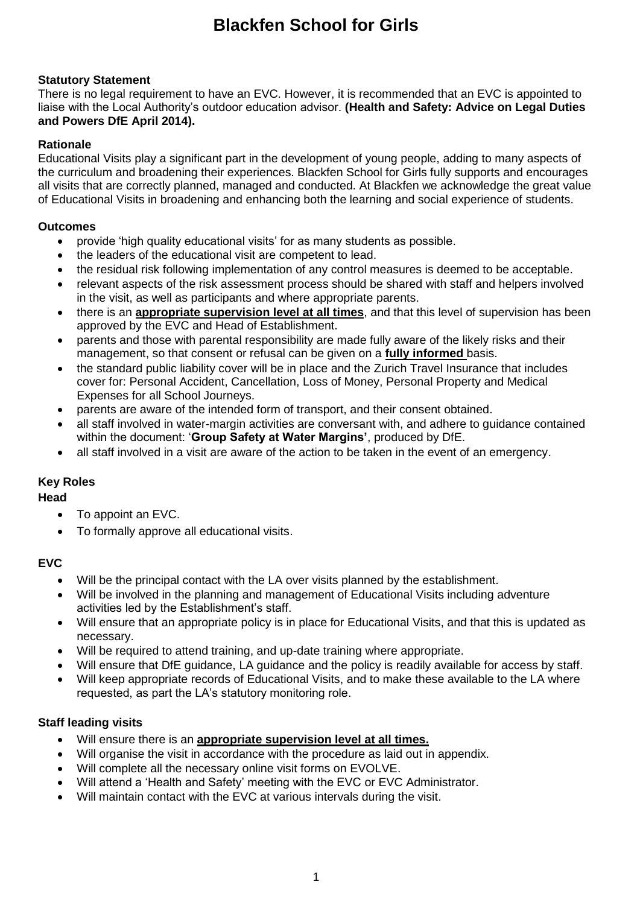# Blackfen School for Girls

**Statutory Statement**

There is no legal requirement to have an EVC. However, it is recommended that an EVC is appointed to liaise with the Local Authority's outdoor education advisor. **(Health and Safety: Advice on Legal Duties and Powers DfE April 2014).**

**Rationale**

Educational Visits play a significant part in the development of young people, adding to many aspects of the curriculum and broadening their experiences. Blackfen School for Girls fully supports and encourages all visits that are correctly planned, managed and conducted. At Blackfen we acknowledge the great value of Educational Visits in broadening and enhancing both the learning and social experience of students.

**Outcomes**

- provide 'high quality educational visits' for as many students as possible.
- the leaders of the educational visit are competent to lead.
- the residual risk following implementation of any control measures is deemed to be acceptable.
- relevant aspects of the risk assessment process should be shared with staff and helpers involved in the visit, as well as participants and where appropriate parents.
- there is an **appropriate supervision level at all times**, and that this level of supervision has been approved by the EVC and Head of Establishment.
- parents and those with parental responsibility are made fully aware of the likely risks and their management, so that consent or refusal can be given on a **fully informed** basis.
- the standard public liability cover will be in place and the Zurich Travel Insurance that includes cover for: Personal Accident, Cancellation, Loss of Money, Personal Property and Medical Expenses for all School Journeys.
- parents are aware of the intended form of transport, and their consent obtained.
- all staff involved in water-margin activities are conversant with, and adhere to guidance contained within the document: '**Group Safety at Water Margins'**, produced by DfE.
- all staff involved in a visit are aware of the action to be taken in the event of an emergency.

**Key Roles**

**Head**

- To appoint an EVC.
- To formally approve all educational visits.

**EVC**

- Will be the principal contact with the LA over visits planned by the establishment.
- Will be involved in the planning and management of Educational Visits including adventure activities led by the Establishment's staff.
- Will ensure that an appropriate policy is in place for Educational Visits, and that this is updated as necessary.
- Will be required to attend training, and up-date training where appropriate.
- Will ensure that DfE guidance, LA guidance and the policy is readily available for access by staff.
- Will keep appropriate records of Educational Visits, and to make these available to the LA where requested, as part the LA's statutory monitoring role.

**Staff leading visits**

- Will ensure there is an **appropriate supervision level at all times.**
- Will organise the visit in accordance with the procedure as laid out in appendix.
- Will complete all the necessary online visit forms on EVOLVE.
- Will attend a 'Health and Safety' meeting with the EVC or EVC Administrator.
- Will maintain contact with the EVC at various intervals during the visit.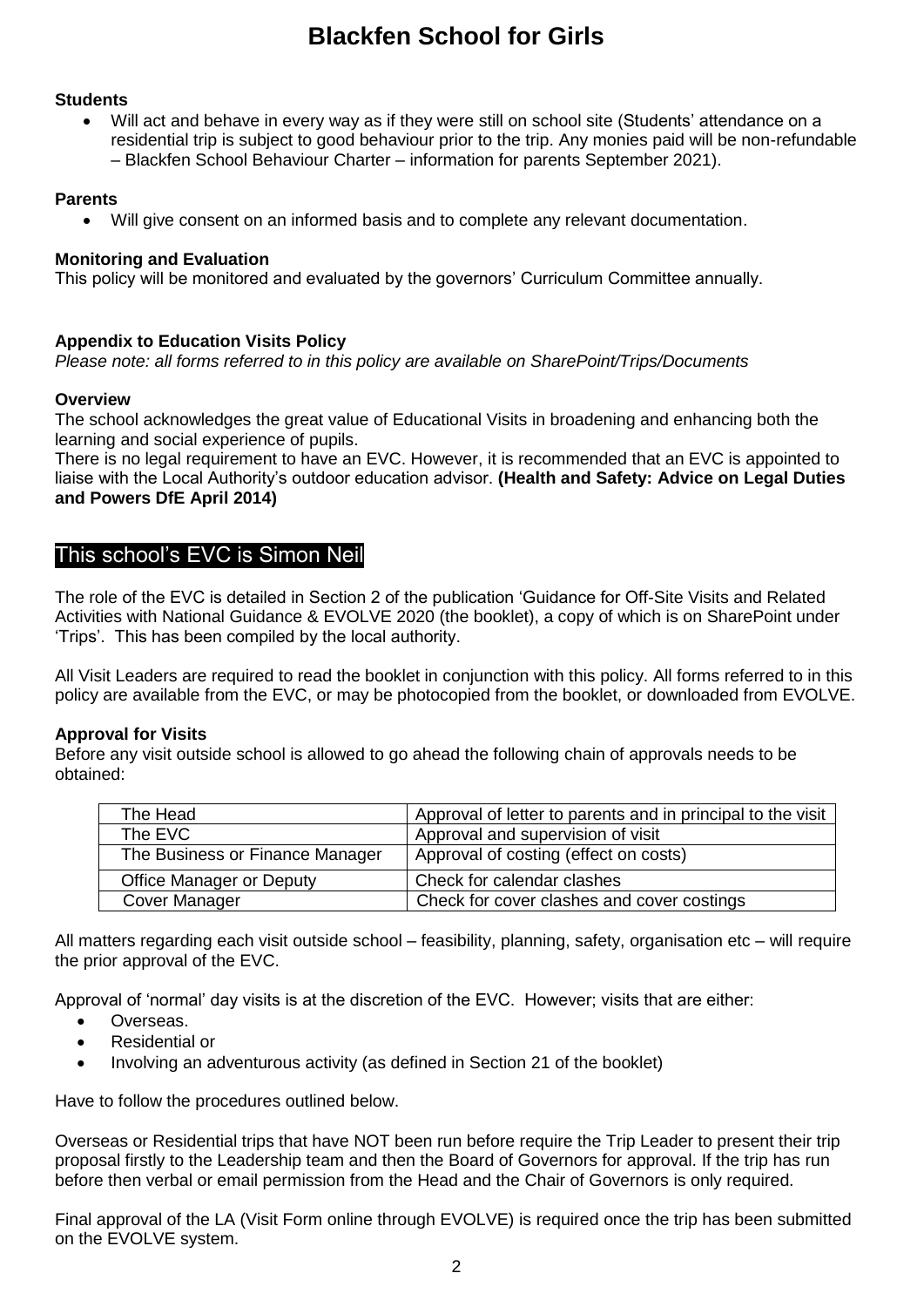**Students**

- Will act and behave in every way as if they were still on school site (Students' attendance on a residential trip is subject to good behaviour prior to the trip. Any monies paid will be non-refundable – Blackfen School Behaviour Charter – information for parents September 2021).

**Parents**

- Will give consent on an informed basis and to complete any relevant documentation.

**Monitoring and Evaluation**

This policy will be monitored and evaluated by the governors' Curriculum Committee annually.

**Appendix to Education Visits Policy**

*Please note: all forms referred to in this policy are available on SharePoint/Trips/Documents*

**Overview**

The school acknowledges the great value of Educational Visits in broadening and enhancing both the learning and social experience of pupils.

There is no legal requirement to have an EVC. However, it is recommended that an EVC is appointed to liaise with the Local Authority's outdoor education advisor. **(Health and Safety: Advice on Legal Duties and Powers DfE April 2014)**

## This school's EVC is Simon Neil

The role of the EVC is detailed in Section 2 of the publication 'Guidance for Off-Site Visits and Related Activities with National Guidance & EVOLVE 2020 (the booklet), a copy of which is on SharePoint under 'Trips'. This has been compiled by the local authority.

All Visit Leaders are required to read the booklet in conjunction with this policy. All forms referred to in this policy are available from the EVC, or may be photocopied from the booklet, or downloaded from EVOLVE.

**Approval for Visits**

Before any visit outside school is allowed to go ahead the following chain of approvals needs to be obtained:

| | |
|---|---|
| The Head | Approval of letter to parents and in principal to the visit |
| The EVC | Approval and supervision of visit |
| The Business or Finance Manager | Approval of costing (effect on costs) |
| Office Manager or Deputy | Check for calendar clashes |
| Cover Manager | Check for cover clashes and cover costings |

All matters regarding each visit outside school – feasibility, planning, safety, organisation etc – will require the prior approval of the EVC.

Approval of 'normal' day visits is at the discretion of the EVC. However; visits that are either:

- Overseas.
- Residential or
- Involving an adventurous activity (as defined in Section 21 of the booklet)

Have to follow the procedures outlined below.

Overseas or Residential trips that have NOT been run before require the Trip Leader to present their trip proposal firstly to the Leadership team and then the Board of Governors for approval. If the trip has run before then verbal or email permission from the Head and the Chair of Governors is only required.

Final approval of the LA (Visit Form online through EVOLVE) is required once the trip has been submitted on the EVOLVE system.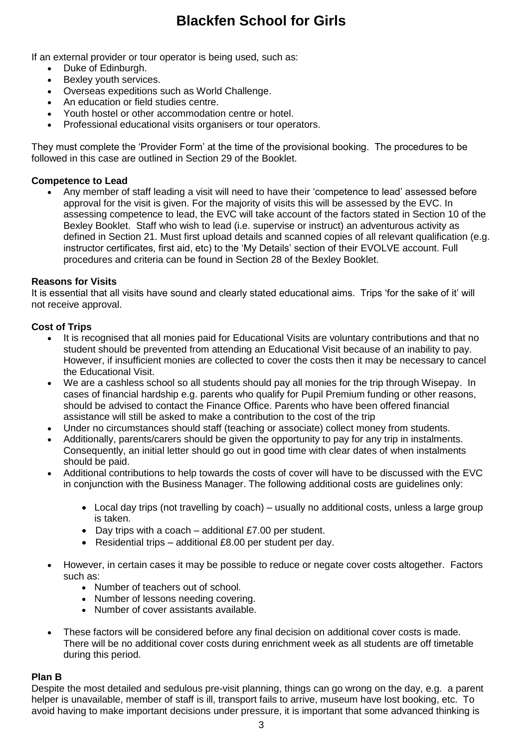If an external provider or tour operator is being used, such as:

- Duke of Edinburgh.
- Bexley youth services.
- Overseas expeditions such as World Challenge.
- An education or field studies centre.
- Youth hostel or other accommodation centre or hotel.
- Professional educational visits organisers or tour operators.

They must complete the 'Provider Form' at the time of the provisional booking. The procedures to be followed in this case are outlined in Section 29 of the Booklet.

**Competence to Lead**

- Any member of staff leading a visit will need to have their 'competence to lead' assessed before approval for the visit is given. For the majority of visits this will be assessed by the EVC. In assessing competence to lead, the EVC will take account of the factors stated in Section 10 of the Bexley Booklet. Staff who wish to lead (i.e. supervise or instruct) an adventurous activity as defined in Section 21. Must first upload details and scanned copies of all relevant qualification (e.g. instructor certificates, first aid, etc) to the 'My Details' section of their EVOLVE account. Full procedures and criteria can be found in Section 28 of the Bexley Booklet.

**Reasons for Visits**

It is essential that all visits have sound and clearly stated educational aims. Trips 'for the sake of it' will not receive approval.

**Cost of Trips**

- It is recognised that all monies paid for Educational Visits are voluntary contributions and that no student should be prevented from attending an Educational Visit because of an inability to pay. However, if insufficient monies are collected to cover the costs then it may be necessary to cancel the Educational Visit.
- We are a cashless school so all students should pay all monies for the trip through Wisepay. In cases of financial hardship e.g. parents who qualify for Pupil Premium funding or other reasons, should be advised to contact the Finance Office. Parents who have been offered financial assistance will still be asked to make a contribution to the cost of the trip
- Under no circumstances should staff (teaching or associate) collect money from students.
- Additionally, parents/carers should be given the opportunity to pay for any trip in instalments. Consequently, an initial letter should go out in good time with clear dates of when instalments should be paid.
- Additional contributions to help towards the costs of cover will have to be discussed with the EVC in conjunction with the Business Manager. The following additional costs are guidelines only:
    - Local day trips (not travelling by coach) – usually no additional costs, unless a large group is taken.
    - Day trips with a coach – additional £7.00 per student.
    - Residential trips – additional £8.00 per student per day.
- However, in certain cases it may be possible to reduce or negate cover costs altogether. Factors such as:
    - Number of teachers out of school.
    - Number of lessons needing covering.
    - Number of cover assistants available.
- These factors will be considered before any final decision on additional cover costs is made. There will be no additional cover costs during enrichment week as all students are off timetable during this period.

**Plan B**

Despite the most detailed and sedulous pre-visit planning, things can go wrong on the day, e.g. a parent helper is unavailable, member of staff is ill, transport fails to arrive, museum have lost booking, etc. To avoid having to make important decisions under pressure, it is important that some advanced thinking is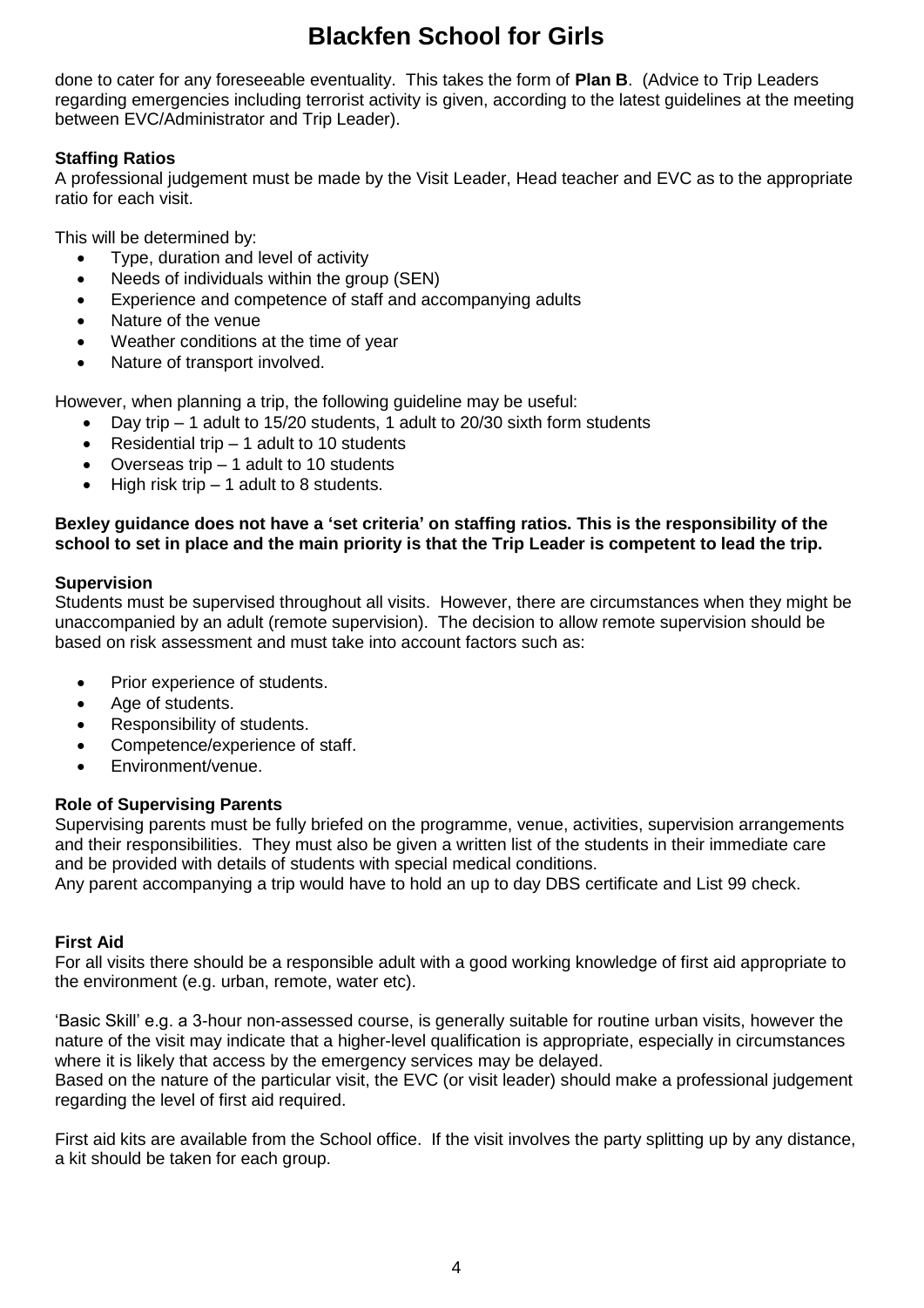done to cater for any foreseeable eventuality. This takes the form of **Plan B**. (Advice to Trip Leaders regarding emergencies including terrorist activity is given, according to the latest guidelines at the meeting between EVC/Administrator and Trip Leader).

**Staffing Ratios**

A professional judgement must be made by the Visit Leader, Head teacher and EVC as to the appropriate ratio for each visit.

This will be determined by:

- Type, duration and level of activity
- Needs of individuals within the group (SEN)
- Experience and competence of staff and accompanying adults
- Nature of the venue
- Weather conditions at the time of year
- Nature of transport involved.

However, when planning a trip, the following guideline may be useful:

- Day trip – 1 adult to 15/20 students, 1 adult to 20/30 sixth form students
- Residential trip – 1 adult to 10 students
- Overseas trip – 1 adult to 10 students
- High risk trip – 1 adult to 8 students.

**Bexley guidance does not have a 'set criteria' on staffing ratios. This is the responsibility of the school to set in place and the main priority is that the Trip Leader is competent to lead the trip.**

**Supervision**

Students must be supervised throughout all visits. However, there are circumstances when they might be unaccompanied by an adult (remote supervision). The decision to allow remote supervision should be based on risk assessment and must take into account factors such as:

- Prior experience of students.
- Age of students.
- Responsibility of students.
- Competence/experience of staff.
- Environment/venue.

**Role of Supervising Parents**

Supervising parents must be fully briefed on the programme, venue, activities, supervision arrangements and their responsibilities. They must also be given a written list of the students in their immediate care and be provided with details of students with special medical conditions.
Any parent accompanying a trip would have to hold an up to day DBS certificate and List 99 check.

**First Aid**

For all visits there should be a responsible adult with a good working knowledge of first aid appropriate to the environment (e.g. urban, remote, water etc).

'Basic Skill' e.g. a 3-hour non-assessed course, is generally suitable for routine urban visits, however the nature of the visit may indicate that a higher-level qualification is appropriate, especially in circumstances where it is likely that access by the emergency services may be delayed.
Based on the nature of the particular visit, the EVC (or visit leader) should make a professional judgement regarding the level of first aid required.

First aid kits are available from the School office. If the visit involves the party splitting up by any distance, a kit should be taken for each group.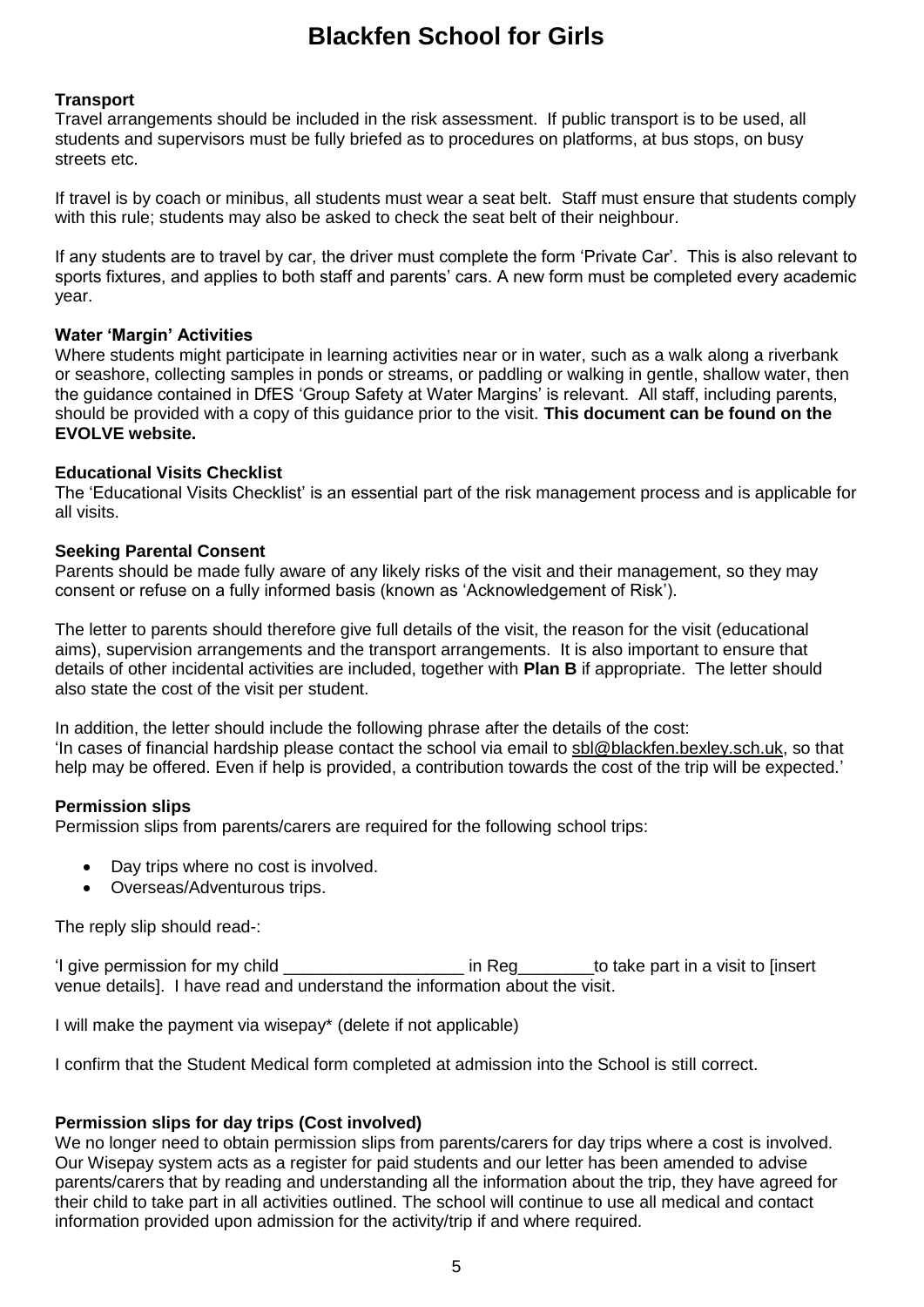# Blackfen School for Girls

**Transport**
Travel arrangements should be included in the risk assessment. If public transport is to be used, all students and supervisors must be fully briefed as to procedures on platforms, at bus stops, on busy streets etc.

If travel is by coach or minibus, all students must wear a seat belt. Staff must ensure that students comply with this rule; students may also be asked to check the seat belt of their neighbour.

If any students are to travel by car, the driver must complete the form 'Private Car'. This is also relevant to sports fixtures, and applies to both staff and parents' cars. A new form must be completed every academic year.

**Water 'Margin' Activities**
Where students might participate in learning activities near or in water, such as a walk along a riverbank or seashore, collecting samples in ponds or streams, or paddling or walking in gentle, shallow water, then the guidance contained in DfES 'Group Safety at Water Margins' is relevant. All staff, including parents, should be provided with a copy of this guidance prior to the visit. **This document can be found on the EVOLVE website.**

**Educational Visits Checklist**
The 'Educational Visits Checklist' is an essential part of the risk management process and is applicable for all visits.

**Seeking Parental Consent**
Parents should be made fully aware of any likely risks of the visit and their management, so they may consent or refuse on a fully informed basis (known as 'Acknowledgement of Risk').

The letter to parents should therefore give full details of the visit, the reason for the visit (educational aims), supervision arrangements and the transport arrangements. It is also important to ensure that details of other incidental activities are included, together with **Plan B** if appropriate. The letter should also state the cost of the visit per student.

In addition, the letter should include the following phrase after the details of the cost:
'In cases of financial hardship please contact the school via email to sbl@blackfen.bexley.sch.uk, so that help may be offered. Even if help is provided, a contribution towards the cost of the trip will be expected.'

**Permission slips**
Permission slips from parents/carers are required for the following school trips:

- Day trips where no cost is involved.
- Overseas/Adventurous trips.

The reply slip should read-:

'I give permission for my child ___________________ in Reg________to take part in a visit to [insert venue details]. I have read and understand the information about the visit.

I will make the payment via wisepay* (delete if not applicable)

I confirm that the Student Medical form completed at admission into the School is still correct.

**Permission slips for day trips (Cost involved)**
We no longer need to obtain permission slips from parents/carers for day trips where a cost is involved. Our Wisepay system acts as a register for paid students and our letter has been amended to advise parents/carers that by reading and understanding all the information about the trip, they have agreed for their child to take part in all activities outlined. The school will continue to use all medical and contact information provided upon admission for the activity/trip if and where required.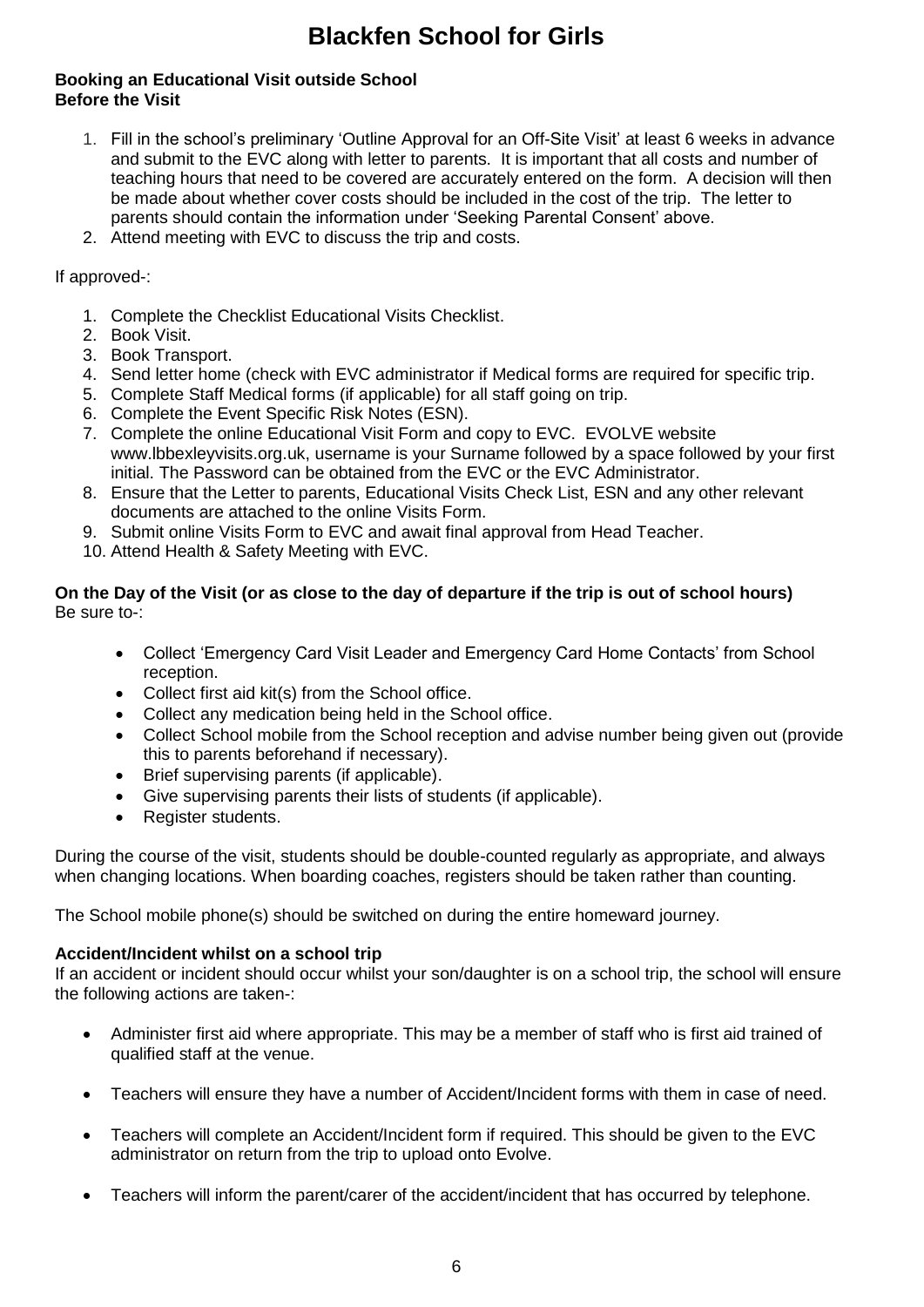# Blackfen School for Girls

**Booking an Educational Visit outside School**
**Before the Visit**

1. Fill in the school's preliminary 'Outline Approval for an Off-Site Visit' at least 6 weeks in advance and submit to the EVC along with letter to parents. It is important that all costs and number of teaching hours that need to be covered are accurately entered on the form. A decision will then be made about whether cover costs should be included in the cost of the trip. The letter to parents should contain the information under 'Seeking Parental Consent' above.
2. Attend meeting with EVC to discuss the trip and costs.

If approved-:

1. Complete the Checklist Educational Visits Checklist.
2. Book Visit.
3. Book Transport.
4. Send letter home (check with EVC administrator if Medical forms are required for specific trip.
5. Complete Staff Medical forms (if applicable) for all staff going on trip.
6. Complete the Event Specific Risk Notes (ESN).
7. Complete the online Educational Visit Form and copy to EVC. EVOLVE website www.lbbexleyvisits.org.uk, username is your Surname followed by a space followed by your first initial. The Password can be obtained from the EVC or the EVC Administrator.
8. Ensure that the Letter to parents, Educational Visits Check List, ESN and any other relevant documents are attached to the online Visits Form.
9. Submit online Visits Form to EVC and await final approval from Head Teacher.
10. Attend Health & Safety Meeting with EVC.

**On the Day of the Visit (or as close to the day of departure if the trip is out of school hours)**
Be sure to-:

- Collect 'Emergency Card Visit Leader and Emergency Card Home Contacts' from School reception.
- Collect first aid kit(s) from the School office.
- Collect any medication being held in the School office.
- Collect School mobile from the School reception and advise number being given out (provide this to parents beforehand if necessary).
- Brief supervising parents (if applicable).
- Give supervising parents their lists of students (if applicable).
- Register students.

During the course of the visit, students should be double-counted regularly as appropriate, and always when changing locations. When boarding coaches, registers should be taken rather than counting.

The School mobile phone(s) should be switched on during the entire homeward journey.

**Accident/Incident whilst on a school trip**
If an accident or incident should occur whilst your son/daughter is on a school trip, the school will ensure the following actions are taken-:

- Administer first aid where appropriate. This may be a member of staff who is first aid trained of qualified staff at the venue.
- Teachers will ensure they have a number of Accident/Incident forms with them in case of need.
- Teachers will complete an Accident/Incident form if required. This should be given to the EVC administrator on return from the trip to upload onto Evolve.
- Teachers will inform the parent/carer of the accident/incident that has occurred by telephone.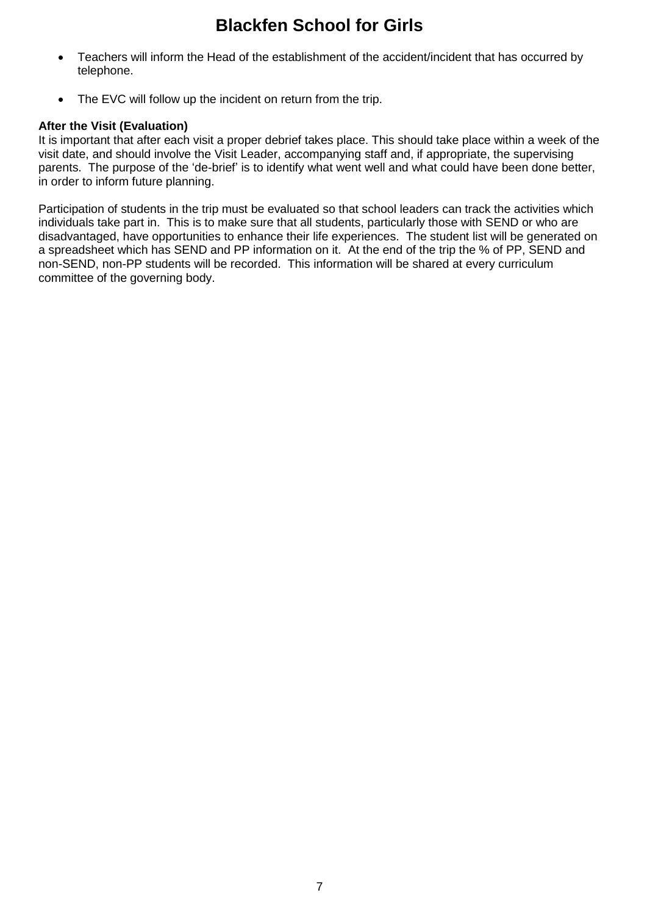- Teachers will inform the Head of the establishment of the accident/incident that has occurred by telephone.
- The EVC will follow up the incident on return from the trip.

**After the Visit (Evaluation)**

It is important that after each visit a proper debrief takes place. This should take place within a week of the visit date, and should involve the Visit Leader, accompanying staff and, if appropriate, the supervising parents. The purpose of the 'de-brief' is to identify what went well and what could have been done better, in order to inform future planning.

Participation of students in the trip must be evaluated so that school leaders can track the activities which individuals take part in. This is to make sure that all students, particularly those with SEND or who are disadvantaged, have opportunities to enhance their life experiences. The student list will be generated on a spreadsheet which has SEND and PP information on it. At the end of the trip the % of PP, SEND and non-SEND, non-PP students will be recorded. This information will be shared at every curriculum committee of the governing body.